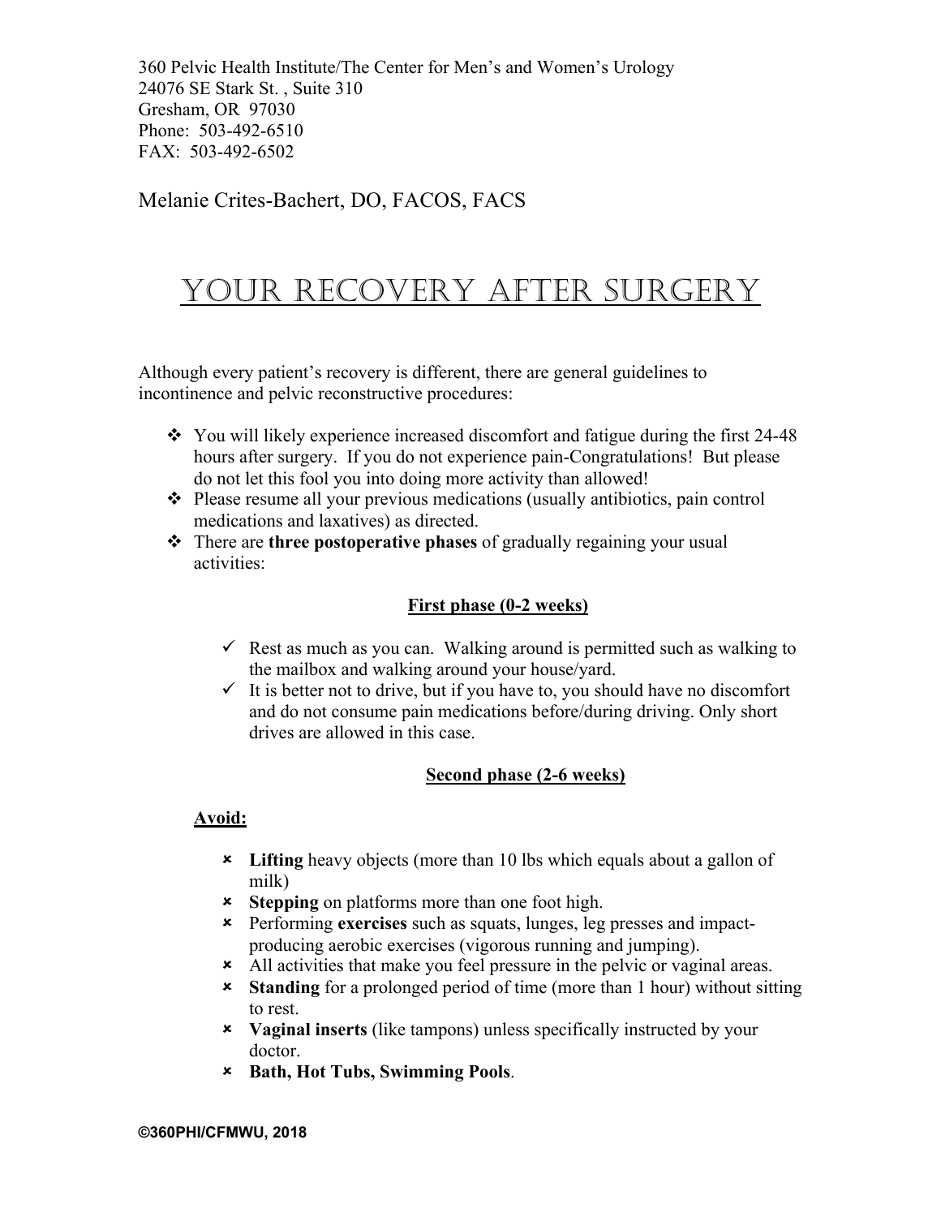360 Pelvic Health Institute/The Center for Men's and Women's Urology
24076 SE Stark St. , Suite 310
Gresham, OR 97030
Phone: 503-492-6510
FAX: 503-492-6502

Melanie Crites-Bachert, DO, FACOS, FACS

# YOUR RECOVERY AFTER SURGERY

Although every patient's recovery is different, there are general guidelines to incontinence and pelvic reconstructive procedures:

- You will likely experience increased discomfort and fatigue during the first 24-48 hours after surgery. If you do not experience pain-Congratulations! But please do not let this fool you into doing more activity than allowed!
- Please resume all your previous medications (usually antibiotics, pain control medications and laxatives) as directed.
- There are **three postoperative phases** of gradually regaining your usual activities:

## First phase (0-2 weeks)

- ✓ Rest as much as you can. Walking around is permitted such as walking to the mailbox and walking around your house/yard.
- ✓ It is better not to drive, but if you have to, you should have no discomfort and do not consume pain medications before/during driving. Only short drives are allowed in this case.

## Second phase (2-6 weeks)

**Avoid:**

- ✗ **Lifting** heavy objects (more than 10 lbs which equals about a gallon of milk)
- ✗ **Stepping** on platforms more than one foot high.
- ✗ Performing **exercises** such as squats, lunges, leg presses and impact-producing aerobic exercises (vigorous running and jumping).
- ✗ All activities that make you feel pressure in the pelvic or vaginal areas.
- ✗ **Standing** for a prolonged period of time (more than 1 hour) without sitting to rest.
- ✗ **Vaginal inserts** (like tampons) unless specifically instructed by your doctor.
- ✗ **Bath, Hot Tubs, Swimming Pools**.

**©360PHI/CFMWU, 2018**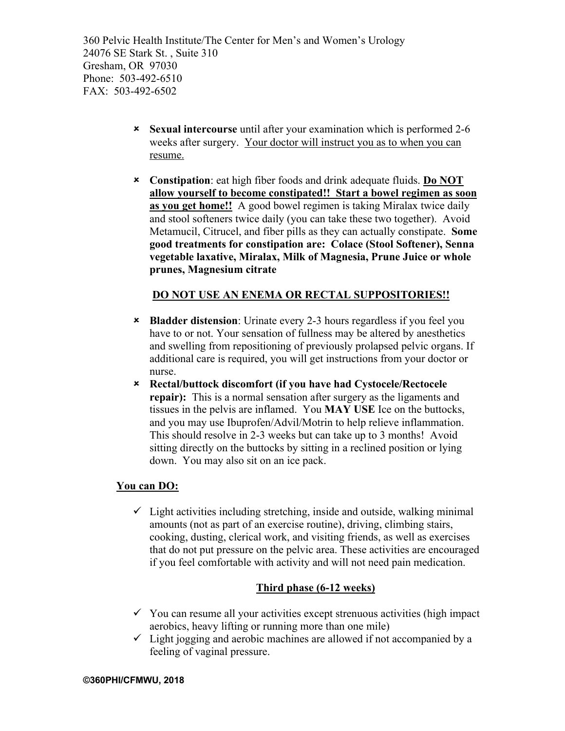- **Sexual intercourse** until after your examination which is performed 2-6 weeks after surgery. <u>Your doctor will instruct you as to when you can resume.</u>

- **Constipation**: eat high fiber foods and drink adequate fluids. **<u>Do NOT allow yourself to become constipated!! Start a bowel regimen as soon as you get home!!</u>** A good bowel regimen is taking Miralax twice daily and stool softeners twice daily (you can take these two together). Avoid Metamucil, Citrucel, and fiber pills as they can actually constipate. **Some good treatments for constipation are: Colace (Stool Softener), Senna vegetable laxative, Miralax, Milk of Magnesia, Prune Juice or whole prunes, Magnesium citrate**

  **<u>DO NOT USE AN ENEMA OR RECTAL SUPPOSITORIES!!</u>**

- **Bladder distension**: Urinate every 2-3 hours regardless if you feel you have to or not. Your sensation of fullness may be altered by anesthetics and swelling from repositioning of previously prolapsed pelvic organs. If additional care is required, you will get instructions from your doctor or nurse.
- **Rectal/buttock discomfort (if you have had Cystocele/Rectocele repair):** This is a normal sensation after surgery as the ligaments and tissues in the pelvis are inflamed. You **MAY USE** Ice on the buttocks, and you may use Ibuprofen/Advil/Motrin to help relieve inflammation. This should resolve in 2-3 weeks but can take up to 3 months! Avoid sitting directly on the buttocks by sitting in a reclined position or lying down. You may also sit on an ice pack.

**<u>You can DO:</u>**

- ✓ Light activities including stretching, inside and outside, walking minimal amounts (not as part of an exercise routine), driving, climbing stairs, cooking, dusting, clerical work, and visiting friends, as well as exercises that do not put pressure on the pelvic area. These activities are encouraged if you feel comfortable with activity and will not need pain medication.

**<u>Third phase (6-12 weeks)</u>**

- ✓ You can resume all your activities except strenuous activities (high impact aerobics, heavy lifting or running more than one mile)
- ✓ Light jogging and aerobic machines are allowed if not accompanied by a feeling of vaginal pressure.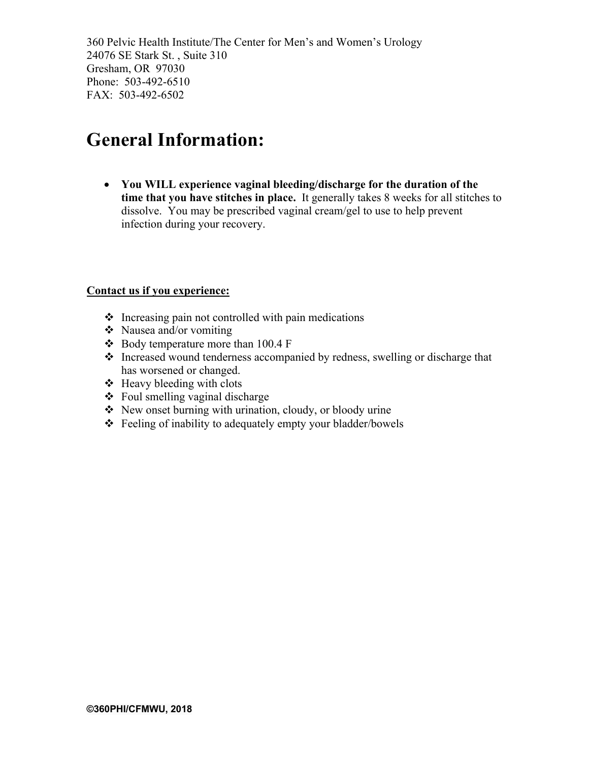360 Pelvic Health Institute/The Center for Men's and Women's Urology
24076 SE Stark St. , Suite 310
Gresham, OR 97030
Phone: 503-492-6510
FAX: 503-492-6502

# General Information:

- **You WILL experience vaginal bleeding/discharge for the duration of the time that you have stitches in place.** It generally takes 8 weeks for all stitches to dissolve. You may be prescribed vaginal cream/gel to use to help prevent infection during your recovery.

**Contact us if you experience:**

- Increasing pain not controlled with pain medications
- Nausea and/or vomiting
- Body temperature more than 100.4 F
- Increased wound tenderness accompanied by redness, swelling or discharge that has worsened or changed.
- Heavy bleeding with clots
- Foul smelling vaginal discharge
- New onset burning with urination, cloudy, or bloody urine
- Feeling of inability to adequately empty your bladder/bowels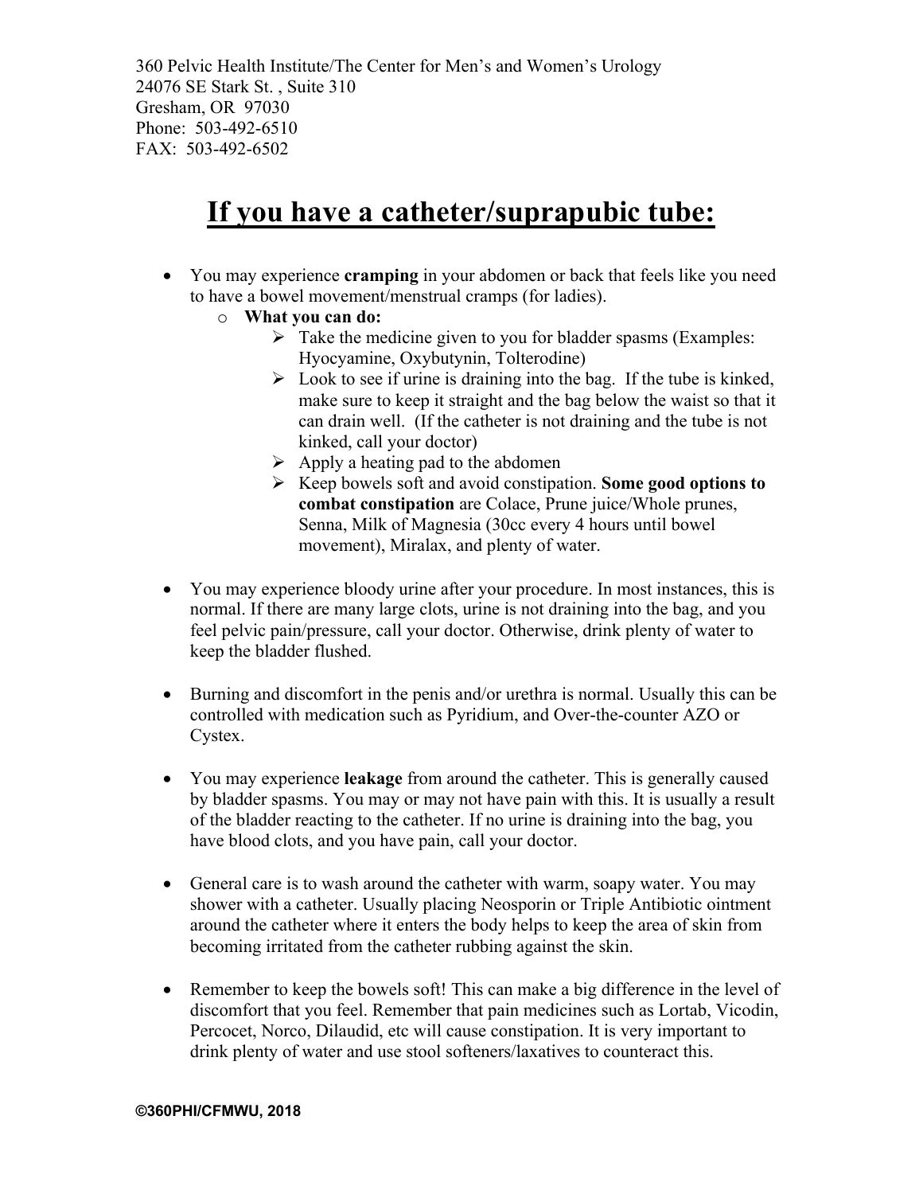360 Pelvic Health Institute/The Center for Men's and Women's Urology
24076 SE Stark St. , Suite 310
Gresham, OR 97030
Phone: 503-492-6510
FAX: 503-492-6502

# If you have a catheter/suprapubic tube:

- You may experience **cramping** in your abdomen or back that feels like you need to have a bowel movement/menstrual cramps (for ladies).
  - **What you can do:**
    - Take the medicine given to you for bladder spasms (Examples: Hyocyamine, Oxybutynin, Tolterodine)
    - Look to see if urine is draining into the bag. If the tube is kinked, make sure to keep it straight and the bag below the waist so that it can drain well. (If the catheter is not draining and the tube is not kinked, call your doctor)
    - Apply a heating pad to the abdomen
    - Keep bowels soft and avoid constipation. **Some good options to combat constipation** are Colace, Prune juice/Whole prunes, Senna, Milk of Magnesia (30cc every 4 hours until bowel movement), Miralax, and plenty of water.

- You may experience bloody urine after your procedure. In most instances, this is normal. If there are many large clots, urine is not draining into the bag, and you feel pelvic pain/pressure, call your doctor. Otherwise, drink plenty of water to keep the bladder flushed.

- Burning and discomfort in the penis and/or urethra is normal. Usually this can be controlled with medication such as Pyridium, and Over-the-counter AZO or Cystex.

- You may experience **leakage** from around the catheter. This is generally caused by bladder spasms. You may or may not have pain with this. It is usually a result of the bladder reacting to the catheter. If no urine is draining into the bag, you have blood clots, and you have pain, call your doctor.

- General care is to wash around the catheter with warm, soapy water. You may shower with a catheter. Usually placing Neosporin or Triple Antibiotic ointment around the catheter where it enters the body helps to keep the area of skin from becoming irritated from the catheter rubbing against the skin.

- Remember to keep the bowels soft! This can make a big difference in the level of discomfort that you feel. Remember that pain medicines such as Lortab, Vicodin, Percocet, Norco, Dilaudid, etc will cause constipation. It is very important to drink plenty of water and use stool softeners/laxatives to counteract this.

**©360PHI/CFMWU, 2018**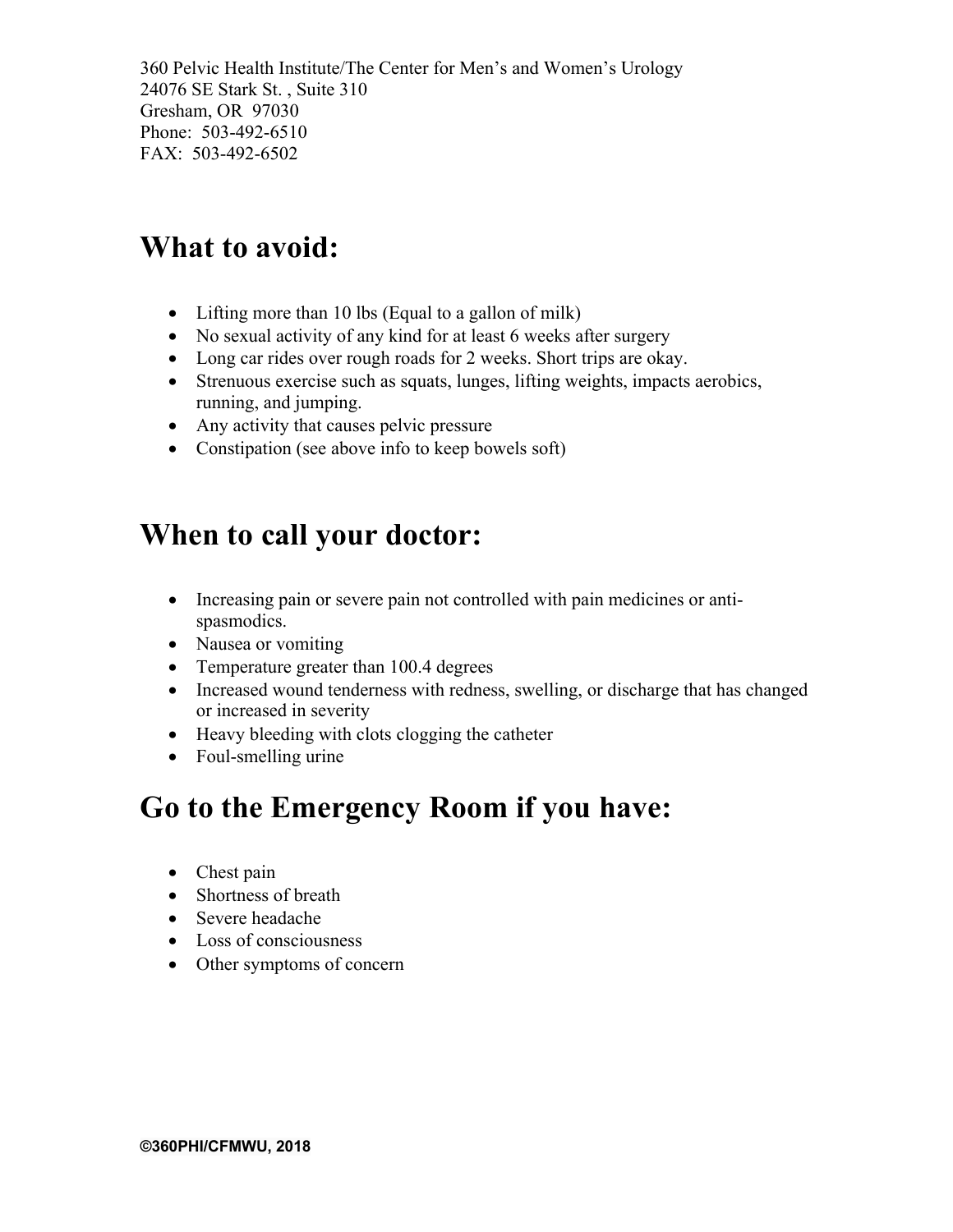360 Pelvic Health Institute/The Center for Men's and Women's Urology
24076 SE Stark St. , Suite 310
Gresham, OR 97030
Phone: 503-492-6510
FAX: 503-492-6502

# What to avoid:

- Lifting more than 10 lbs (Equal to a gallon of milk)
- No sexual activity of any kind for at least 6 weeks after surgery
- Long car rides over rough roads for 2 weeks. Short trips are okay.
- Strenuous exercise such as squats, lunges, lifting weights, impacts aerobics, running, and jumping.
- Any activity that causes pelvic pressure
- Constipation (see above info to keep bowels soft)

# When to call your doctor:

- Increasing pain or severe pain not controlled with pain medicines or anti-spasmodics.
- Nausea or vomiting
- Temperature greater than 100.4 degrees
- Increased wound tenderness with redness, swelling, or discharge that has changed or increased in severity
- Heavy bleeding with clots clogging the catheter
- Foul-smelling urine

# Go to the Emergency Room if you have:

- Chest pain
- Shortness of breath
- Severe headache
- Loss of consciousness
- Other symptoms of concern

**©360PHI/CFMWU, 2018**